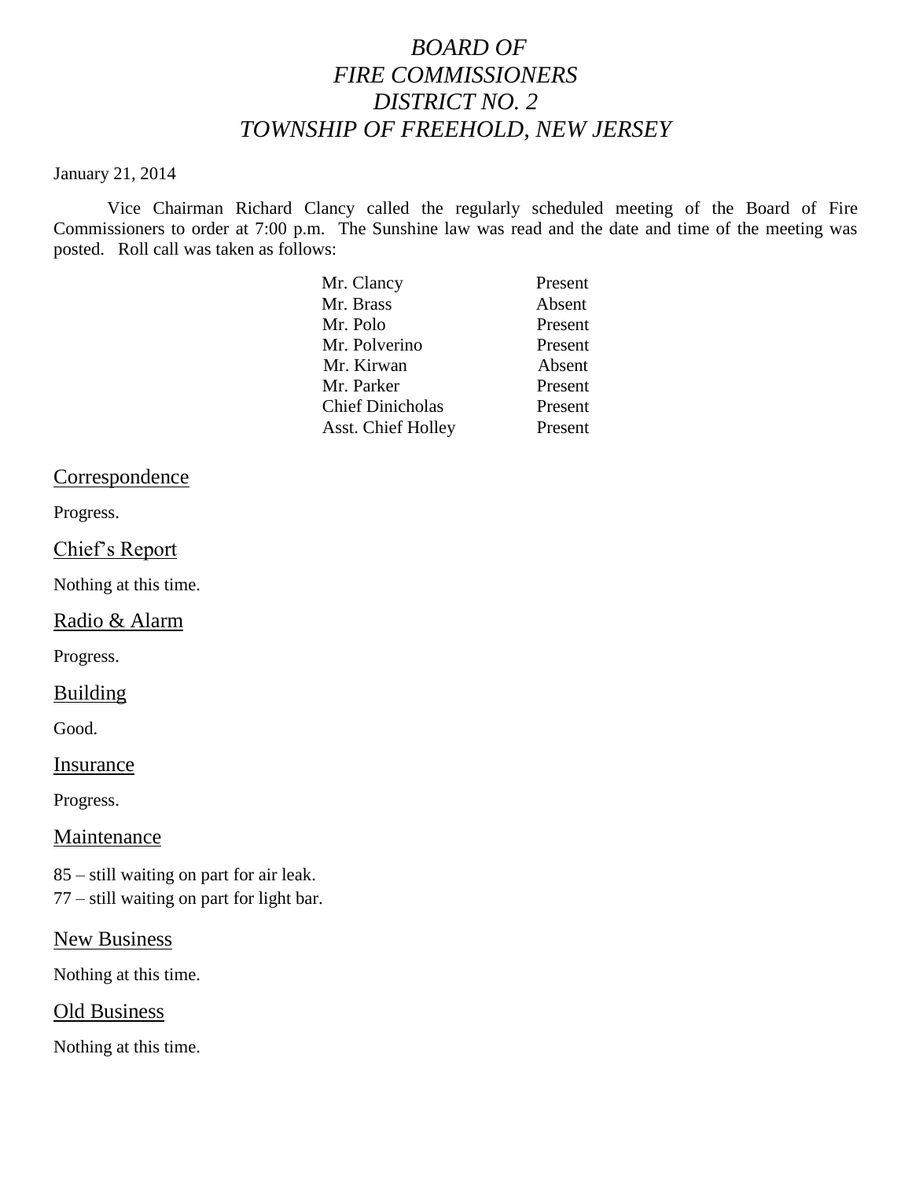# *BOARD OF FIRE COMMISSIONERS DISTRICT NO. 2 TOWNSHIP OF FREEHOLD, NEW JERSEY*

January 21, 2014

Vice Chairman Richard Clancy called the regularly scheduled meeting of the Board of Fire Commissioners to order at 7:00 p.m. The Sunshine law was read and the date and time of the meeting was posted. Roll call was taken as follows:

| | |
|---|---|
| Mr. Clancy | Present |
| Mr. Brass | Absent |
| Mr. Polo | Present |
| Mr. Polverino | Present |
| Mr. Kirwan | Absent |
| Mr. Parker | Present |
| Chief Dinicholas | Present |
| Asst. Chief Holley | Present |

## Correspondence

Progress.

## Chief's Report

Nothing at this time.

## Radio & Alarm

Progress.

## Building

Good.

## Insurance

Progress.

## Maintenance

85 – still waiting on part for air leak.
77 – still waiting on part for light bar.

## New Business

Nothing at this time.

## Old Business

Nothing at this time.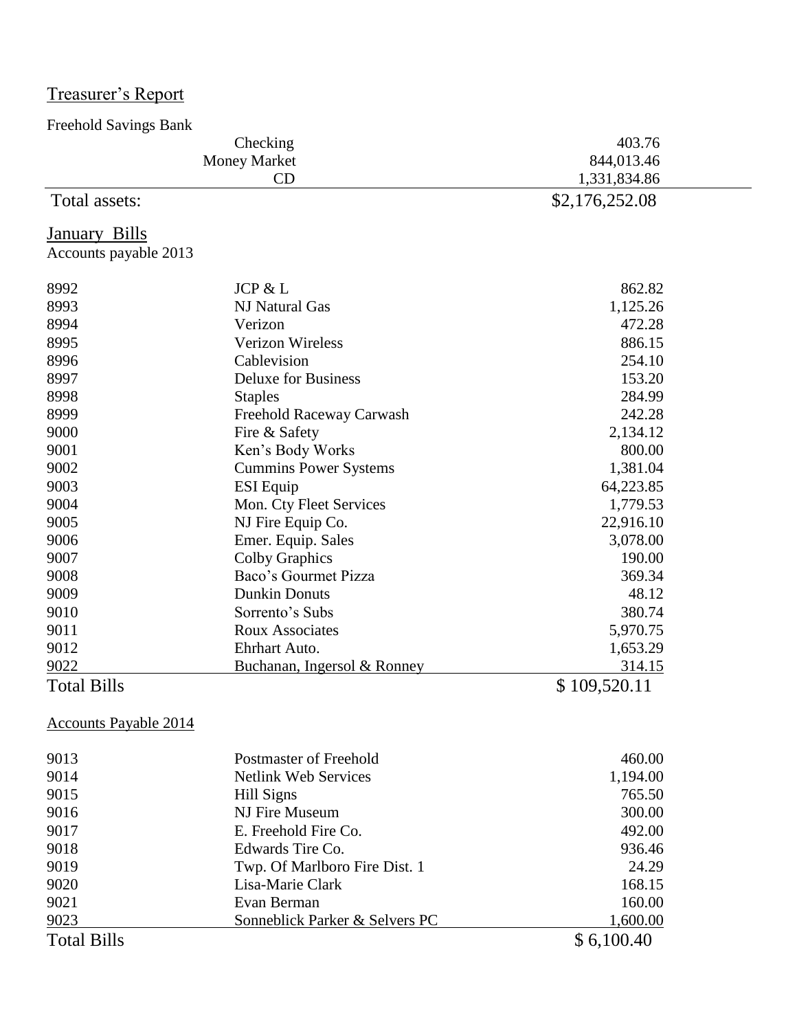## Treasurer's Report

Freehold Savings Bank

| | | |
|---|---|---|
| | Checking | 403.76 |
| | Money Market | 844,013.46 |
| | CD | 1,331,834.86 |
| Total assets: | | $2,176,252.08 |

## January Bills

Accounts payable 2013

| | | |
|---|---|---|
| 8992 | JCP & L | 862.82 |
| 8993 | NJ Natural Gas | 1,125.26 |
| 8994 | Verizon | 472.28 |
| 8995 | Verizon Wireless | 886.15 |
| 8996 | Cablevision | 254.10 |
| 8997 | Deluxe for Business | 153.20 |
| 8998 | Staples | 284.99 |
| 8999 | Freehold Raceway Carwash | 242.28 |
| 9000 | Fire & Safety | 2,134.12 |
| 9001 | Ken's Body Works | 800.00 |
| 9002 | Cummins Power Systems | 1,381.04 |
| 9003 | ESI Equip | 64,223.85 |
| 9004 | Mon. Cty Fleet Services | 1,779.53 |
| 9005 | NJ Fire Equip Co. | 22,916.10 |
| 9006 | Emer. Equip. Sales | 3,078.00 |
| 9007 | Colby Graphics | 190.00 |
| 9008 | Baco's Gourmet Pizza | 369.34 |
| 9009 | Dunkin Donuts | 48.12 |
| 9010 | Sorrento's Subs | 380.74 |
| 9011 | Roux Associates | 5,970.75 |
| 9012 | Ehrhart Auto. | 1,653.29 |
| 9022 | Buchanan, Ingersol & Ronney | 314.15 |
| Total Bills | | $ 109,520.11 |

Accounts Payable 2014

| | | |
|---|---|---|
| 9013 | Postmaster of Freehold | 460.00 |
| 9014 | Netlink Web Services | 1,194.00 |
| 9015 | Hill Signs | 765.50 |
| 9016 | NJ Fire Museum | 300.00 |
| 9017 | E. Freehold Fire Co. | 492.00 |
| 9018 | Edwards Tire Co. | 936.46 |
| 9019 | Twp. Of Marlboro Fire Dist. 1 | 24.29 |
| 9020 | Lisa-Marie Clark | 168.15 |
| 9021 | Evan Berman | 160.00 |
| 9023 | Sonneblick Parker & Selvers PC | 1,600.00 |
| Total Bills | | $ 6,100.40 |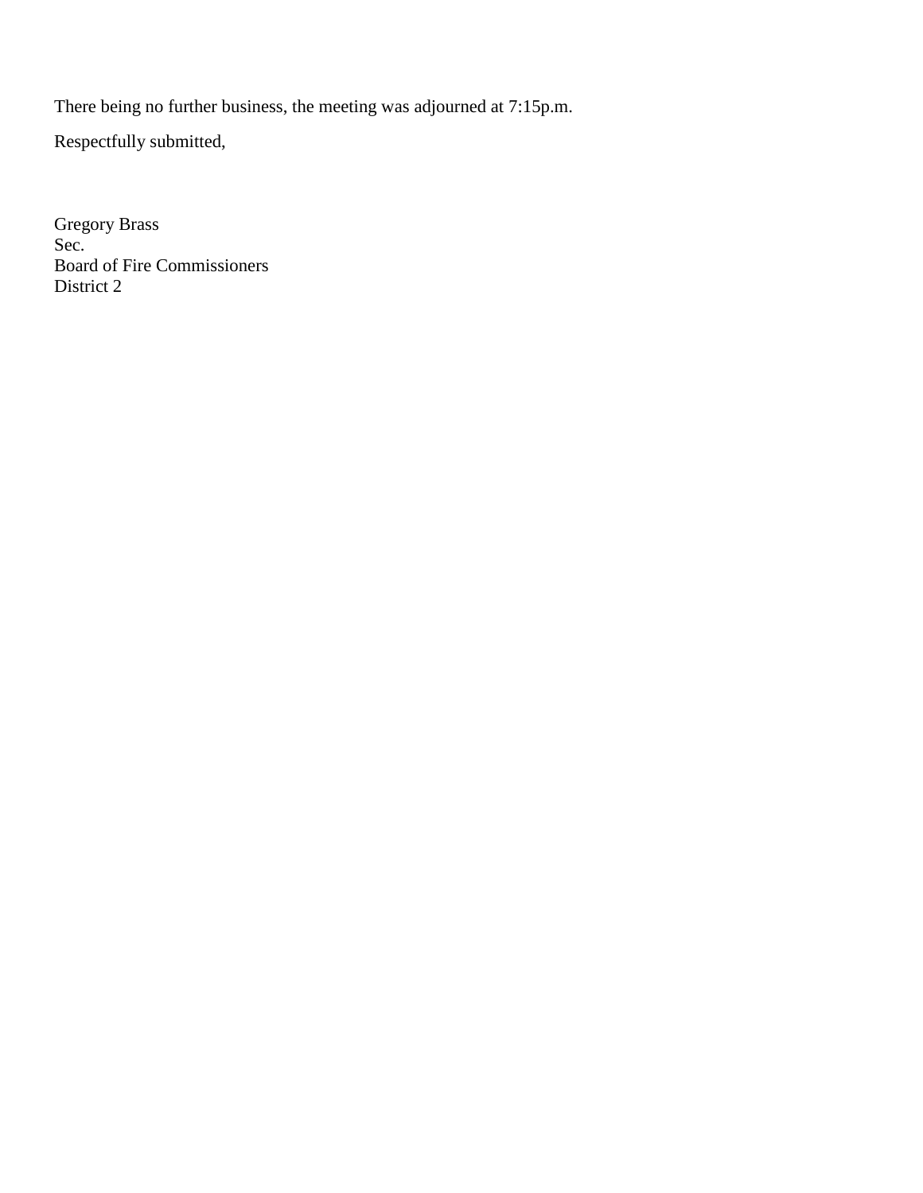There being no further business, the meeting was adjourned at 7:15p.m.

Respectfully submitted,

Gregory Brass  
Sec.  
Board of Fire Commissioners  
District 2